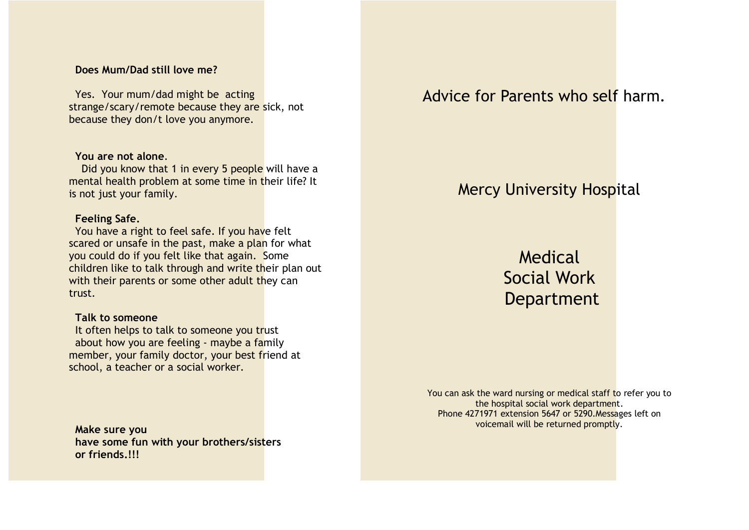**Does Mum/Dad still love me?**

Yes. Your mum/dad might be acting strange/scary/remote because they are sick, not because they don/t love you anymore.

**You are not alone**.

Did you know that 1 in every 5 people will have a mental health problem at some time in their life? It is not just your family.

**Feeling Safe.**

You have a right to feel safe. If you have felt scared or unsafe in the past, make a plan for what you could do if you felt like that again. Some children like to talk through and write their plan out with their parents or some other adult they can trust.

**Talk to someone**

It often helps to talk to someone you trust about how you are feeling - maybe a family member, your family doctor, your best friend at school, a teacher or a social worker.

**Make sure you have some fun with your brothers/sisters or friends.!!!**

# Advice for Parents who self harm.

## Mercy University Hospital

## Medical Social Work Department

You can ask the ward nursing or medical staff to refer you to the hospital social work department.
Phone 4271971 extension 5647 or 5290.Messages left on voicemail will be returned promptly.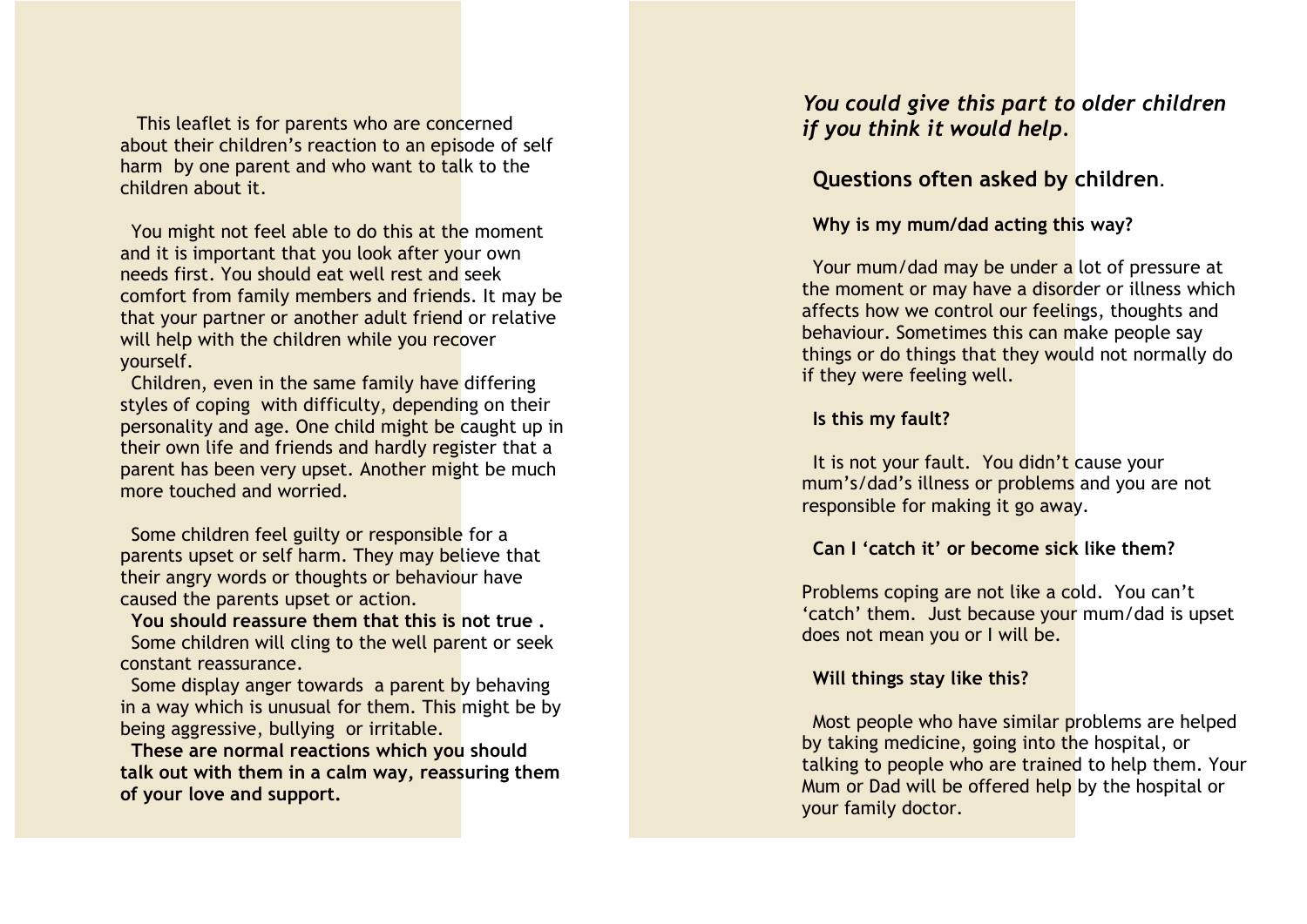This leaflet is for parents who are concerned about their children's reaction to an episode of self harm by one parent and who want to talk to the children about it.

You might not feel able to do this at the moment and it is important that you look after your own needs first. You should eat well rest and seek comfort from family members and friends. It may be that your partner or another adult friend or relative will help with the children while you recover yourself.

Children, even in the same family have differing styles of coping with difficulty, depending on their personality and age. One child might be caught up in their own life and friends and hardly register that a parent has been very upset. Another might be much more touched and worried.

Some children feel guilty or responsible for a parents upset or self harm. They may believe that their angry words or thoughts or behaviour have caused the parents upset or action.

**You should reassure them that this is not true .**

Some children will cling to the well parent or seek constant reassurance.

Some display anger towards a parent by behaving in a way which is unusual for them. This might be by being aggressive, bullying or irritable.

**These are normal reactions which you should talk out with them in a calm way, reassuring them of your love and support.**

***You could give this part to older children if you think it would help.***

## Questions often asked by children.

**Why is my mum/dad acting this way?**

Your mum/dad may be under a lot of pressure at the moment or may have a disorder or illness which affects how we control our feelings, thoughts and behaviour. Sometimes this can make people say things or do things that they would not normally do if they were feeling well.

**Is this my fault?**

It is not your fault. You didn't cause your mum's/dad's illness or problems and you are not responsible for making it go away.

**Can I 'catch it' or become sick like them?**

Problems coping are not like a cold. You can't 'catch' them. Just because your mum/dad is upset does not mean you or I will be.

**Will things stay like this?**

Most people who have similar problems are helped by taking medicine, going into the hospital, or talking to people who are trained to help them. Your Mum or Dad will be offered help by the hospital or your family doctor.